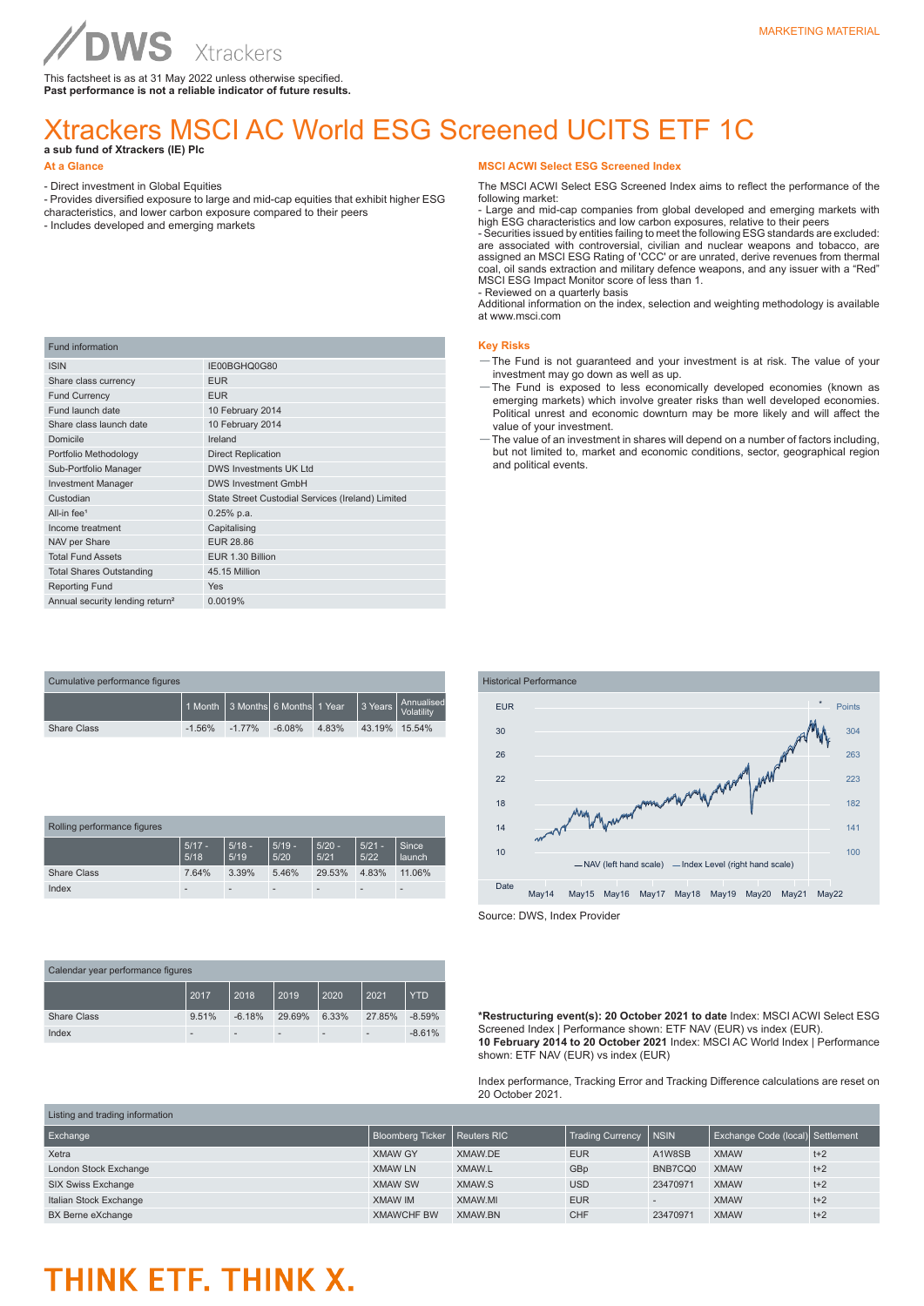MARKETING MATERIAL

DWS Xtrackers

This factsheet is as at 31 May 2022 unless otherwise specified.
**Past performance is not a reliable indicator of future results.**

# Xtrackers MSCI AC World ESG Screened UCITS ETF 1C

**a sub fund of Xtrackers (IE) Plc**

## At a Glance

- Direct investment in Global Equities
- Provides diversified exposure to large and mid-cap equities that exhibit higher ESG characteristics, and lower carbon exposure compared to their peers
- Includes developed and emerging markets

## MSCI ACWI Select ESG Screened Index

The MSCI ACWI Select ESG Screened Index aims to reflect the performance of the following market:
- Large and mid-cap companies from global developed and emerging markets with high ESG characteristics and low carbon exposures, relative to their peers
- Securities issued by entities failing to meet the following ESG standards are excluded: are associated with controversial, civilian and nuclear weapons and tobacco, are assigned an MSCI ESG Rating of 'CCC' or are unrated, derive revenues from thermal coal, oil sands extraction and military defence weapons, and any issuer with a "Red" MSCI ESG Impact Monitor score of less than 1.
- Reviewed on a quarterly basis
Additional information on the index, selection and weighting methodology is available at www.msci.com

| Fund information | |
|---|---|
| ISIN | IE00BGHQ0G80 |
| Share class currency | EUR |
| Fund Currency | EUR |
| Fund launch date | 10 February 2014 |
| Share class launch date | 10 February 2014 |
| Domicile | Ireland |
| Portfolio Methodology | Direct Replication |
| Sub-Portfolio Manager | DWS Investments UK Ltd |
| Investment Manager | DWS Investment GmbH |
| Custodian | State Street Custodial Services (Ireland) Limited |
| All-in fee[1] | 0.25% p.a. |
| Income treatment | Capitalising |
| NAV per Share | EUR 28.86 |
| Total Fund Assets | EUR 1.30 Billion |
| Total Shares Outstanding | 45.15 Million |
| Reporting Fund | Yes |
| Annual security lending return[2] | 0.0019% |

## Key Risks

- The Fund is not guaranteed and your investment is at risk. The value of your investment may go down as well as up.
- The Fund is exposed to less economically developed economies (known as emerging markets) which involve greater risks than well developed economies. Political unrest and economic downturn may be more likely and will affect the value of your investment.
- The value of an investment in shares will depend on a number of factors including, but not limited to, market and economic conditions, sector, geographical region and political events.

**Cumulative performance figures**

| | 1 Month | 3 Months | 6 Months | 1 Year | 3 Years | Annualised Volatility |
|---|---|---|---|---|---|---|
| Share Class | -1.56% | -1.77% | -6.08% | 4.83% | 43.19% | 15.54% |

**Historical Performance**

NAV (left hand scale) — Index Level (right hand scale)

Source: DWS, Index Provider

**Rolling performance figures**

| | 5/17 - 5/18 | 5/18 - 5/19 | 5/19 - 5/20 | 5/20 - 5/21 | 5/21 - 5/22 | Since launch |
|---|---|---|---|---|---|---|
| Share Class | 7.64% | 3.39% | 5.46% | 29.53% | 4.83% | 11.06% |
| Index | - | - | - | - | - | - |

**Calendar year performance figures**

| | 2017 | 2018 | 2019 | 2020 | 2021 | YTD |
|---|---|---|---|---|---|---|
| Share Class | 9.51% | -6.18% | 29.69% | 6.33% | 27.85% | -8.59% |
| Index | - | - | - | - | - | -8.61% |

**\*Restructuring event(s): 20 October 2021 to date** Index: MSCI ACWI Select ESG Screened Index | Performance shown: ETF NAV (EUR) vs index (EUR).
**10 February 2014 to 20 October 2021** Index: MSCI AC World Index | Performance shown: ETF NAV (EUR) vs index (EUR)

Index performance, Tracking Error and Tracking Difference calculations are reset on 20 October 2021.

**Listing and trading information**

| Exchange | Bloomberg Ticker | Reuters RIC | Trading Currency | NSIN | Exchange Code (local) | Settlement |
|---|---|---|---|---|---|---|
| Xetra | XMAW GY | XMAW.DE | EUR | A1W8SB | XMAW | t+2 |
| London Stock Exchange | XMAW LN | XMAW.L | GBp | BNB7CQ0 | XMAW | t+2 |
| SIX Swiss Exchange | XMAW SW | XMAW.S | USD | 23470971 | XMAW | t+2 |
| Italian Stock Exchange | XMAW IM | XMAW.MI | EUR | - | XMAW | t+2 |
| BX Berne eXchange | XMAWCHF BW | XMAW.BN | CHF | 23470971 | XMAW | t+2 |

THINK ETF. THINK X.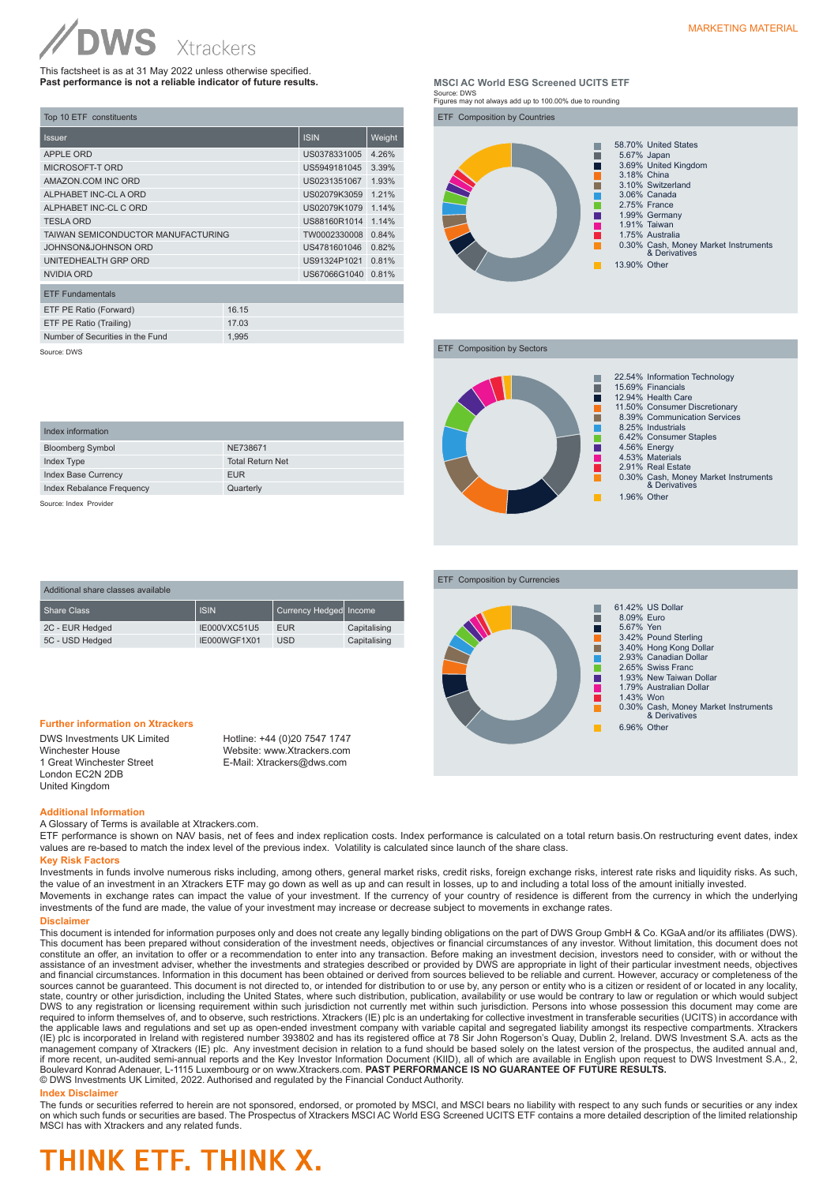MARKETING MATERIAL

This factsheet is as at 31 May 2022 unless otherwise specified.
**Past performance is not a reliable indicator of future results.**

## MSCI AC World ESG Screened UCITS ETF

Source: DWS
Figures may not always add up to 100.00% due to rounding

### Top 10 ETF constituents

| Issuer | ISIN | Weight |
|---|---|---|
| APPLE ORD | US0378331005 | 4.26% |
| MICROSOFT-T ORD | US5949181045 | 3.39% |
| AMAZON.COM INC ORD | US0231351067 | 1.93% |
| ALPHABET INC-CL A ORD | US02079K3059 | 1.21% |
| ALPHABET INC-CL C ORD | US02079K1079 | 1.14% |
| TESLA ORD | US88160R1014 | 1.14% |
| TAIWAN SEMICONDUCTOR MANUFACTURING | TW0002330008 | 0.84% |
| JOHNSON&JOHNSON ORD | US4781601046 | 0.82% |
| UNITEDHEALTH GRP ORD | US91324P1021 | 0.81% |
| NVIDIA ORD | US67066G1040 | 0.81% |

### ETF Fundamentals

| | |
|---|---|
| ETF PE Ratio (Forward) | 16.15 |
| ETF PE Ratio (Trailing) | 17.03 |
| Number of Securities in the Fund | 1,995 |

Source: DWS

### ETF Composition by Countries

58.70% United States
5.67% Japan
3.69% United Kingdom
3.18% China
3.10% Switzerland
3.06% Canada
2.75% France
1.99% Germany
1.91% Taiwan
1.75% Australia
0.30% Cash, Money Market Instruments & Derivatives
13.90% Other

### Index information

| | |
|---|---|
| Bloomberg Symbol | NE738671 |
| Index Type | Total Return Net |
| Index Base Currency | EUR |
| Index Rebalance Frequency | Quarterly |

Source: Index Provider

### ETF Composition by Sectors

22.54% Information Technology
15.69% Financials
12.94% Health Care
11.50% Consumer Discretionary
8.39% Communication Services
8.25% Industrials
6.42% Consumer Staples
4.56% Energy
4.53% Materials
2.91% Real Estate
0.30% Cash, Money Market Instruments & Derivatives
1.96% Other

### Additional share classes available

| Share Class | ISIN | Currency Hedged | Income |
|---|---|---|---|
| 2C - EUR Hedged | IE000VXC51U5 | EUR | Capitalising |
| 5C - USD Hedged | IE000WGF1X01 | USD | Capitalising |

### ETF Composition by Currencies

61.42% US Dollar
8.09% Euro
5.67% Yen
3.42% Pound Sterling
3.40% Hong Kong Dollar
2.93% Canadian Dollar
2.65% Swiss Franc
1.93% New Taiwan Dollar
1.79% Australian Dollar
1.43% Won
0.30% Cash, Money Market Instruments & Derivatives
6.96% Other

### Further information on Xtrackers

DWS Investments UK Limited
Winchester House
1 Great Winchester Street
London EC2N 2DB
United Kingdom

Hotline: +44 (0)20 7547 1747
Website: www.Xtrackers.com
E-Mail: Xtrackers@dws.com

### Additional Information

A Glossary of Terms is available at Xtrackers.com.
ETF performance is shown on NAV basis, net of fees and index replication costs. Index performance is calculated on a total return basis.On restructuring event dates, index values are re-based to match the index level of the previous index. Volatility is calculated since launch of the share class.

### Key Risk Factors

Investments in funds involve numerous risks including, among others, general market risks, credit risks, foreign exchange risks, interest rate risks and liquidity risks. As such, the value of an investment in an Xtrackers ETF may go down as well as up and can result in losses, up to and including a total loss of the amount initially invested.
Movements in exchange rates can impact the value of your investment. If the currency of your country of residence is different from the currency in which the underlying investments of the fund are made, the value of your investment may increase or decrease subject to movements in exchange rates.

### Disclaimer

This document is intended for information purposes only and does not create any legally binding obligations on the part of DWS Group GmbH & Co. KGaA and/or its affiliates (DWS). This document has been prepared without consideration of the investment needs, objectives or financial circumstances of any investor. Without limitation, this document does not constitute an offer, an invitation to offer or a recommendation to enter into any transaction. Before making an investment decision, investors need to consider, with or without the assistance of an investment adviser, whether the investments and strategies described or provided by DWS are appropriate in light of their particular investment needs, objectives and financial circumstances. Information in this document has been obtained or derived from sources believed to be reliable and current. However, accuracy or completeness of the sources cannot be guaranteed. This document is not directed to, or intended for distribution to or use by, any person or entity who is a citizen or resident of or located in any locality, state, country or other jurisdiction, including the United States, where such distribution, publication, availability or use would be contrary to law or regulation or which would subject DWS to any registration or licensing requirement within such jurisdiction not currently met within such jurisdiction. Persons into whose possession this document may come are required to inform themselves of, and to observe, such restrictions. Xtrackers (IE) plc is an undertaking for collective investment in transferable securities (UCITS) in accordance with the applicable laws and regulations and set up as open-ended investment company with variable capital and segregated liability amongst its respective compartments. Xtrackers (IE) plc is incorporated in Ireland with registered number 393802 and has its registered office at 78 Sir John Rogerson's Quay, Dublin 2, Ireland. DWS Investment S.A. acts as the management company of Xtrackers (IE) plc. Any investment decision in relation to a fund should be based solely on the latest version of the prospectus, the audited annual and, if more recent, un-audited semi-annual reports and the Key Investor Information Document (KIID), all of which are available in English upon request to DWS Investment S.A., 2, Boulevard Konrad Adenauer, L-1115 Luxembourg or on www.Xtrackers.com. **PAST PERFORMANCE IS NO GUARANTEE OF FUTURE RESULTS.**
© DWS Investments UK Limited, 2022. Authorised and regulated by the Financial Conduct Authority.

### Index Disclaimer

The funds or securities referred to herein are not sponsored, endorsed, or promoted by MSCI, and MSCI bears no liability with respect to any such funds or securities or any index on which such funds or securities are based. The Prospectus of Xtrackers MSCI AC World ESG Screened UCITS ETF contains a more detailed description of the limited relationship MSCI has with Xtrackers and any related funds.

# THINK ETF. THINK X.